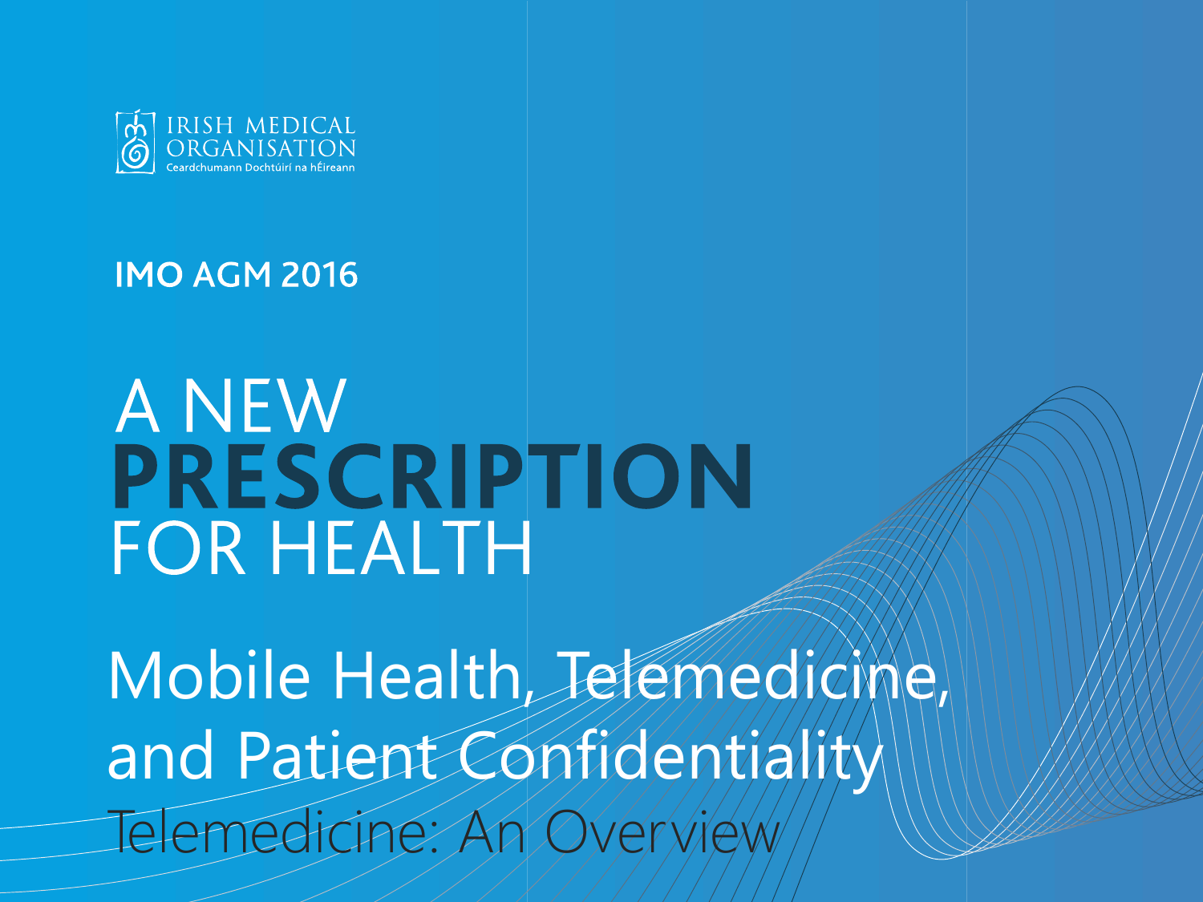IRISH MEDICAL ORGANISATION
Ceardchumann Dochtúirí na hÉireann

**IMO AGM 2016**

# A NEW **PRESCRIPTION** FOR HEALTH

## Mobile Health, Telemedicine, and Patient Confidentiality

### Telemedicine: An Overview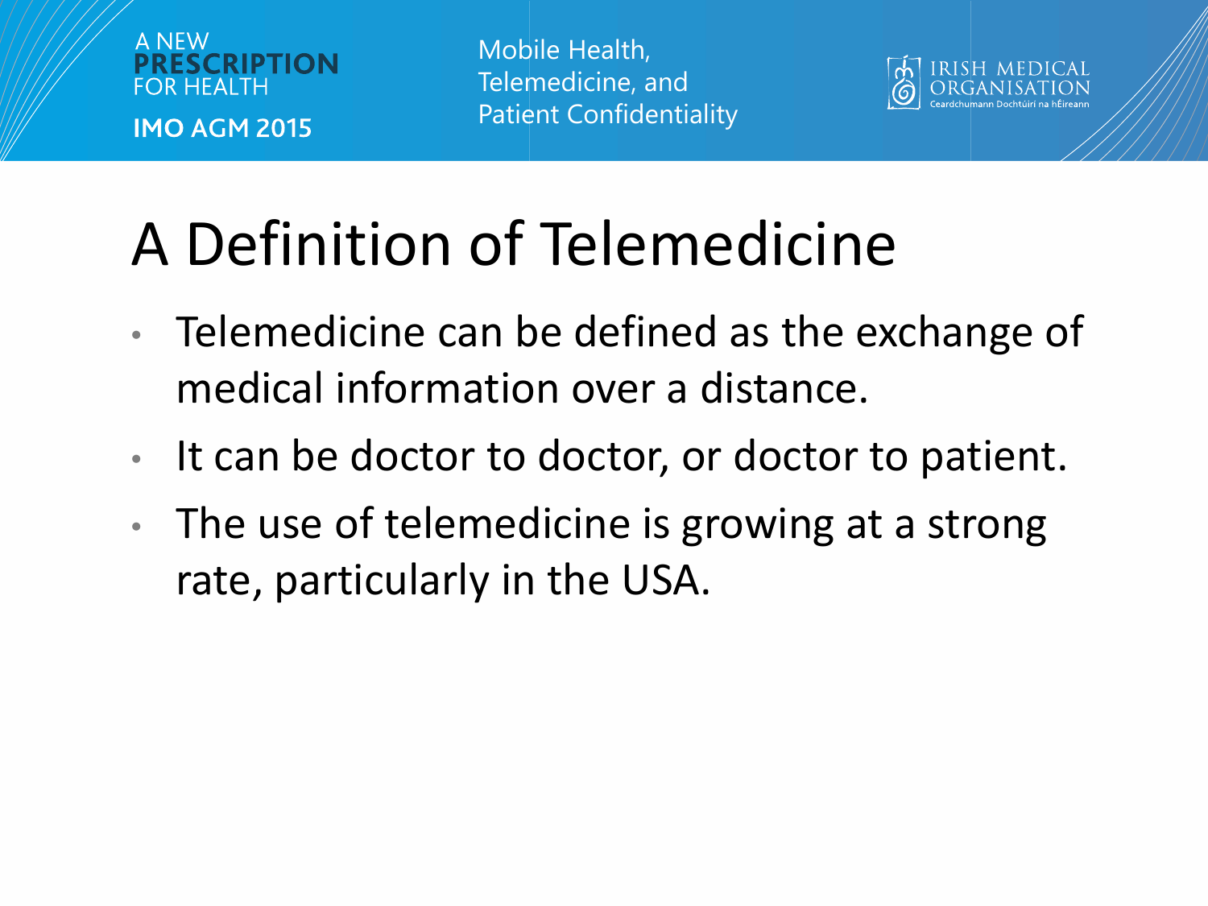# A Definition of Telemedicine

- Telemedicine can be defined as the exchange of medical information over a distance.
- It can be doctor to doctor, or doctor to patient.
- The use of telemedicine is growing at a strong rate, particularly in the USA.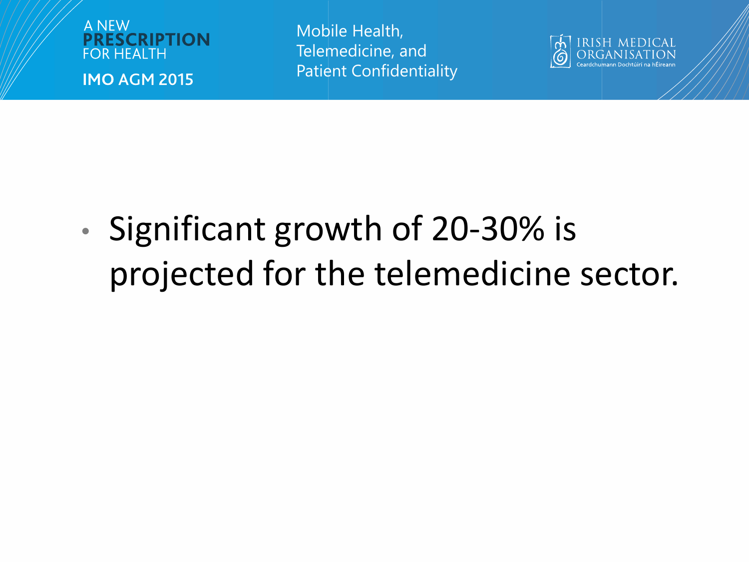- Significant growth of 20-30% is projected for the telemedicine sector.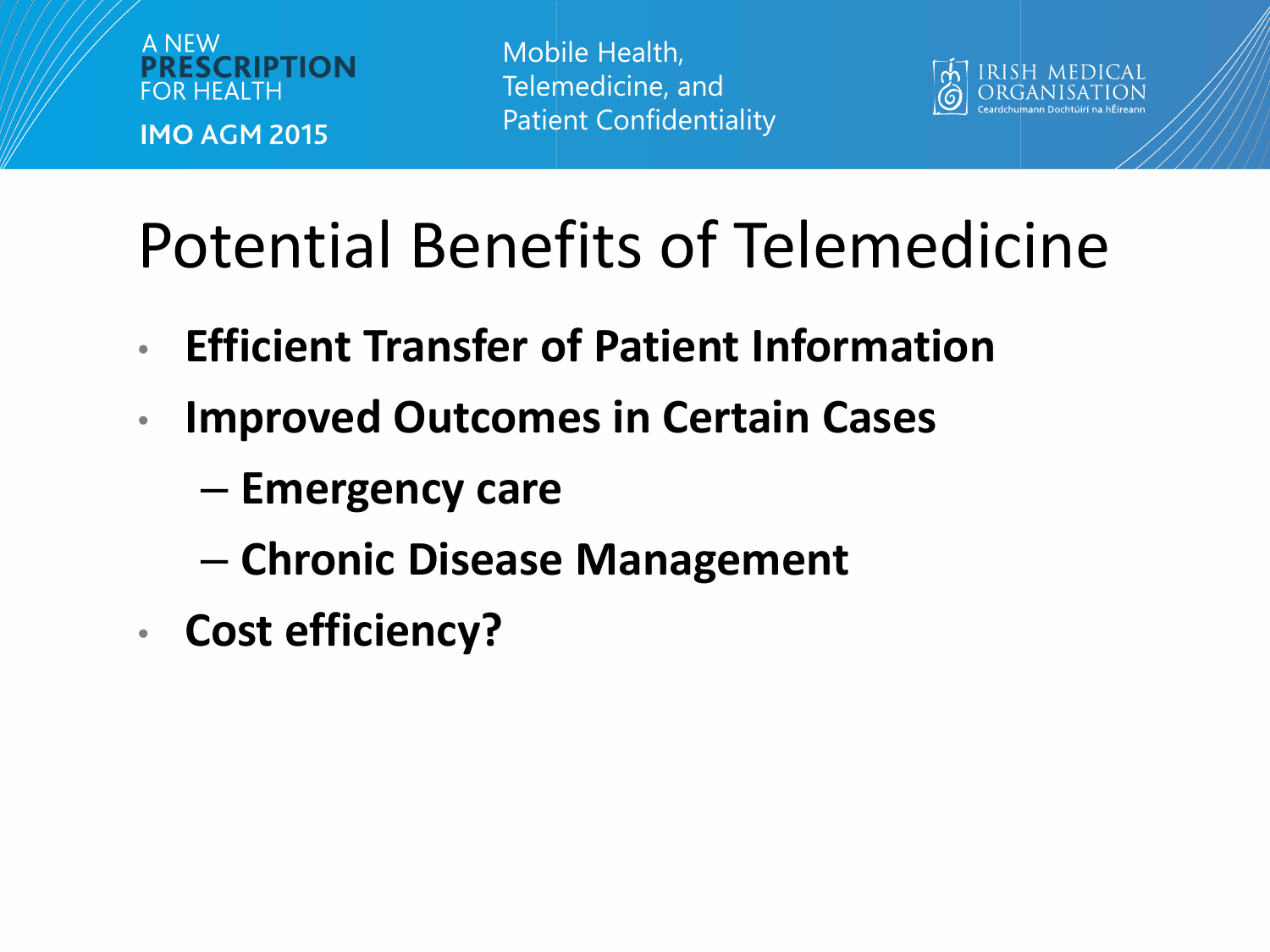# Potential Benefits of Telemedicine

- **Efficient Transfer of Patient Information**
- **Improved Outcomes in Certain Cases**
  - **Emergency care**
  - **Chronic Disease Management**
- **Cost efficiency?**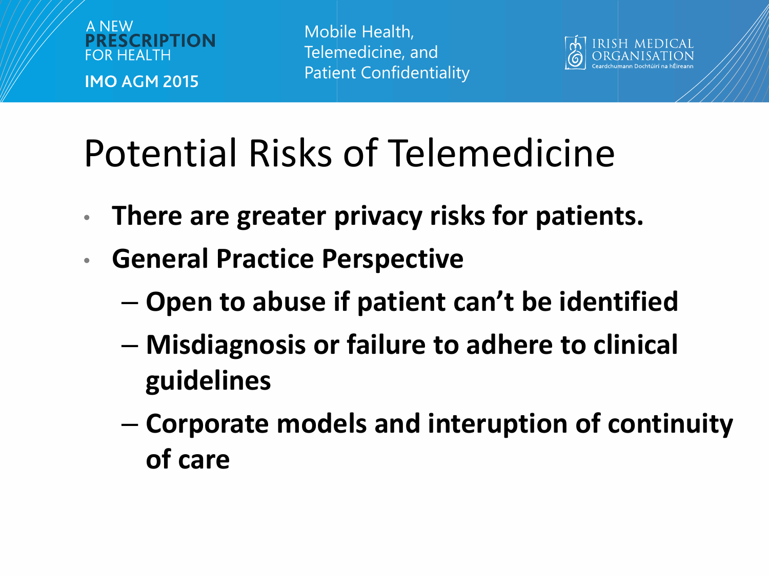# Potential Risks of Telemedicine

- **There are greater privacy risks for patients.**
- **General Practice Perspective**
  - **Open to abuse if patient can't be identified**
  - **Misdiagnosis or failure to adhere to clinical guidelines**
  - **Corporate models and interuption of continuity of care**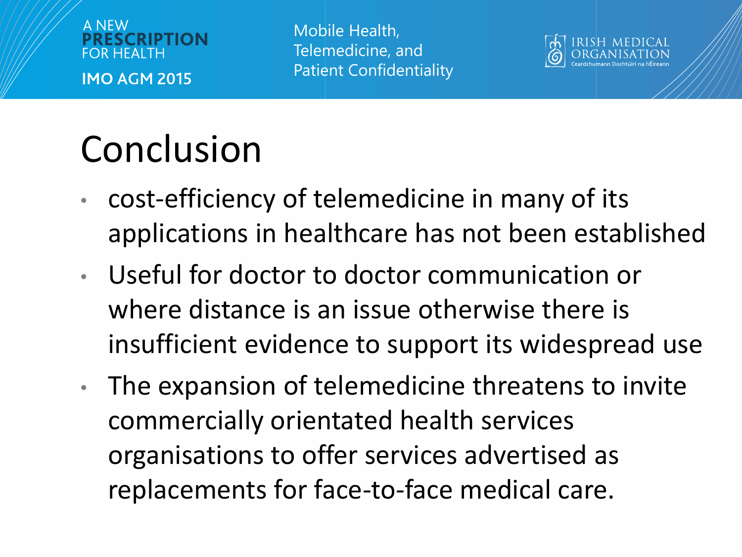# Conclusion

- cost-efficiency of telemedicine in many of its applications in healthcare has not been established
- Useful for doctor to doctor communication or where distance is an issue otherwise there is insufficient evidence to support its widespread use
- The expansion of telemedicine threatens to invite commercially orientated health services organisations to offer services advertised as replacements for face-to-face medical care.